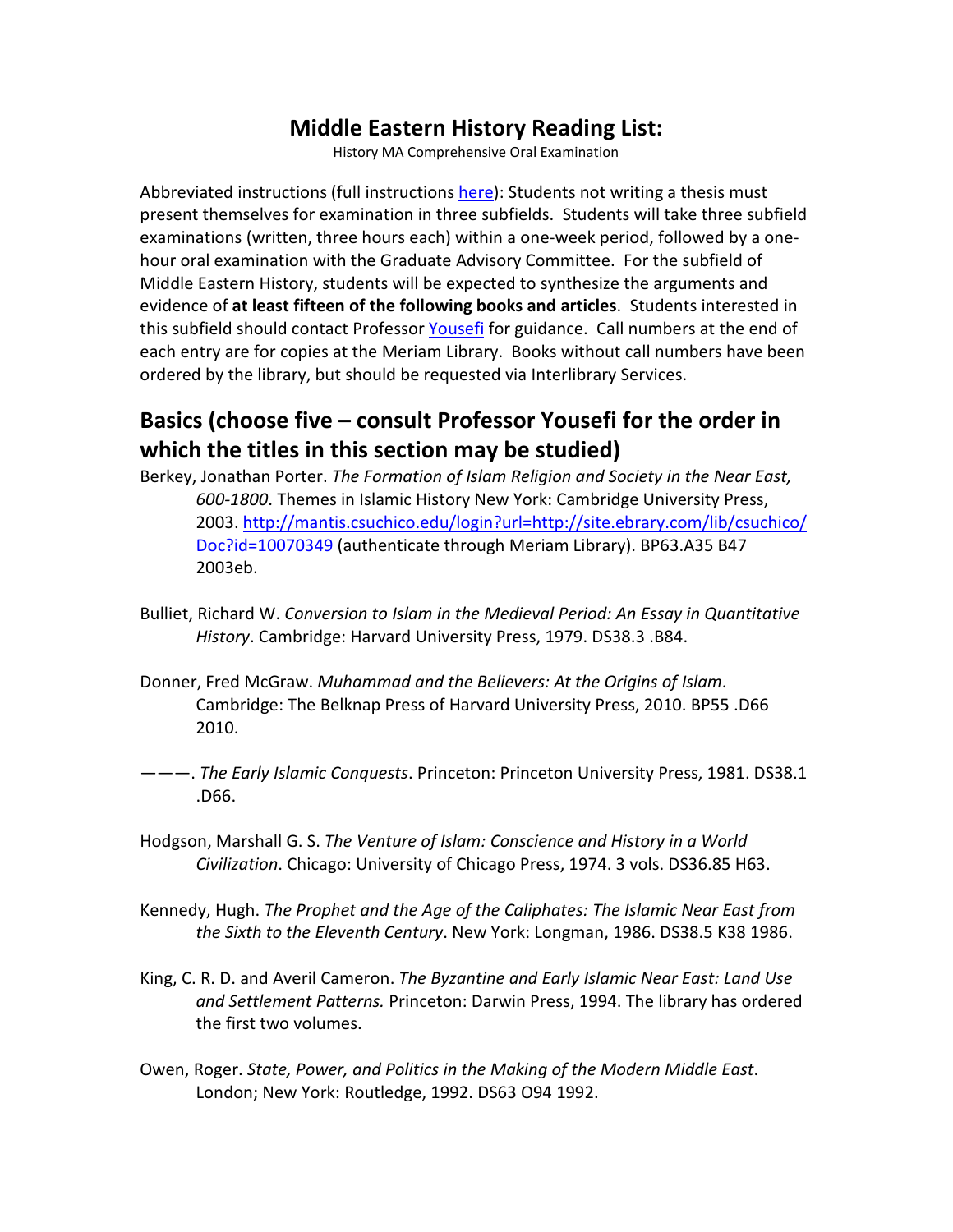# Middle Eastern History Reading List:

History MA Comprehensive Oral Examination

Abbreviated instructions (full instructions [here](#)): Students not writing a thesis must present themselves for examination in three subfields. Students will take three subfield examinations (written, three hours each) within a one-week period, followed by a one-hour oral examination with the Graduate Advisory Committee. For the subfield of Middle Eastern History, students will be expected to synthesize the arguments and evidence of **at least fifteen of the following books and articles**. Students interested in this subfield should contact Professor [Yousefi](#) for guidance. Call numbers at the end of each entry are for copies at the Meriam Library. Books without call numbers have been ordered by the library, but should be requested via Interlibrary Services.

## Basics (choose five – consult Professor Yousefi for the order in which the titles in this section may be studied)

Berkey, Jonathan Porter. *The Formation of Islam Religion and Society in the Near East, 600-1800*. Themes in Islamic History New York: Cambridge University Press, 2003. http://mantis.csuchico.edu/login?url=http://site.ebrary.com/lib/csuchico/Doc?id=10070349 (authenticate through Meriam Library). BP63.A35 B47 2003eb.

Bulliet, Richard W. *Conversion to Islam in the Medieval Period: An Essay in Quantitative History*. Cambridge: Harvard University Press, 1979. DS38.3 .B84.

Donner, Fred McGraw. *Muhammad and the Believers: At the Origins of Islam*. Cambridge: The Belknap Press of Harvard University Press, 2010. BP55 .D66 2010.

———. *The Early Islamic Conquests*. Princeton: Princeton University Press, 1981. DS38.1 .D66.

Hodgson, Marshall G. S. *The Venture of Islam: Conscience and History in a World Civilization*. Chicago: University of Chicago Press, 1974. 3 vols. DS36.85 H63.

Kennedy, Hugh. *The Prophet and the Age of the Caliphates: The Islamic Near East from the Sixth to the Eleventh Century*. New York: Longman, 1986. DS38.5 K38 1986.

King, C. R. D. and Averil Cameron. *The Byzantine and Early Islamic Near East: Land Use and Settlement Patterns.* Princeton: Darwin Press, 1994. The library has ordered the first two volumes.

Owen, Roger. *State, Power, and Politics in the Making of the Modern Middle East*. London; New York: Routledge, 1992. DS63 O94 1992.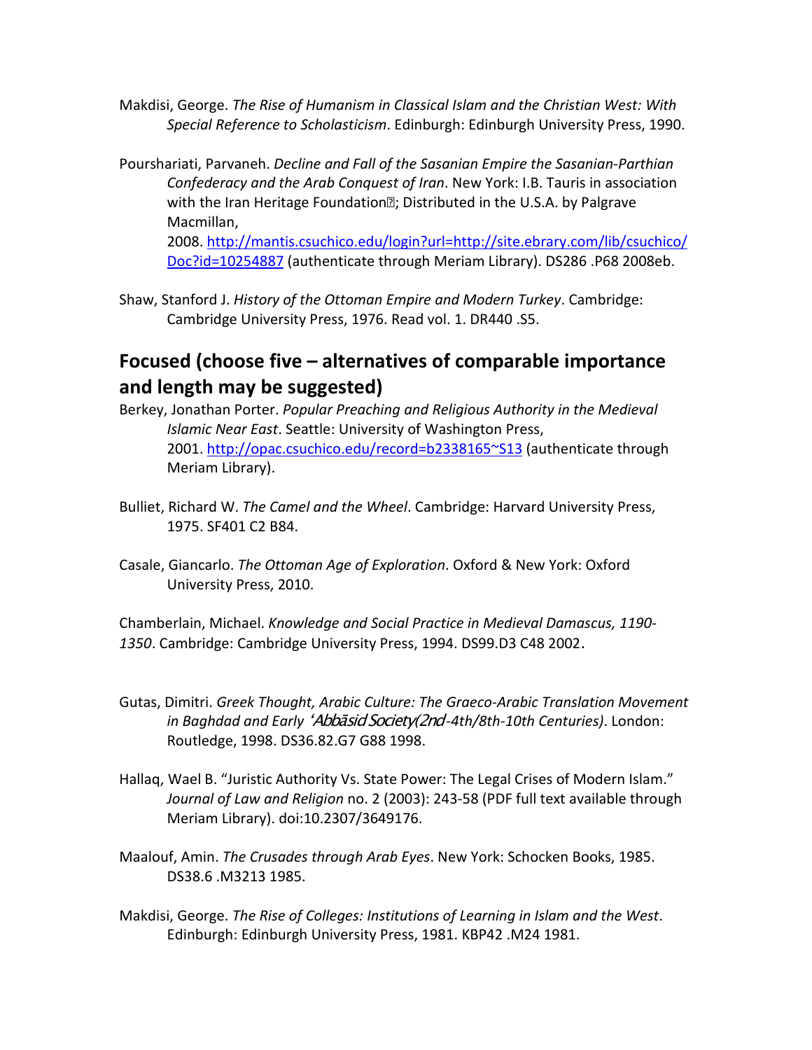Makdisi, George. *The Rise of Humanism in Classical Islam and the Christian West: With Special Reference to Scholasticism*. Edinburgh: Edinburgh University Press, 1990.

Pourshariati, Parvaneh. *Decline and Fall of the Sasanian Empire the Sasanian-Parthian Confederacy and the Arab Conquest of Iran*. New York: I.B. Tauris in association with the Iran Heritage Foundation ; Distributed in the U.S.A. by Palgrave Macmillan, 2008. http://mantis.csuchico.edu/login?url=http://site.ebrary.com/lib/csuchico/Doc?id=10254887 (authenticate through Meriam Library). DS286 .P68 2008eb.

Shaw, Stanford J. *History of the Ottoman Empire and Modern Turkey*. Cambridge: Cambridge University Press, 1976. Read vol. 1. DR440 .S5.

## Focused (choose five – alternatives of comparable importance and length may be suggested)

Berkey, Jonathan Porter. *Popular Preaching and Religious Authority in the Medieval Islamic Near East*. Seattle: University of Washington Press, 2001. http://opac.csuchico.edu/record=b2338165~S13 (authenticate through Meriam Library).

Bulliet, Richard W. *The Camel and the Wheel*. Cambridge: Harvard University Press, 1975. SF401 C2 B84.

Casale, Giancarlo. *The Ottoman Age of Exploration*. Oxford & New York: Oxford University Press, 2010.

Chamberlain, Michael. *Knowledge and Social Practice in Medieval Damascus, 1190-1350*. Cambridge: Cambridge University Press, 1994. DS99.D3 C48 2002.

Gutas, Dimitri. *Greek Thought, Arabic Culture: The Graeco-Arabic Translation Movement in Baghdad and Early ʻAbbāsid Society (2nd-4th/8th-10th Centuries)*. London: Routledge, 1998. DS36.82.G7 G88 1998.

Hallaq, Wael B. "Juristic Authority Vs. State Power: The Legal Crises of Modern Islam." *Journal of Law and Religion* no. 2 (2003): 243-58 (PDF full text available through Meriam Library). doi:10.2307/3649176.

Maalouf, Amin. *The Crusades through Arab Eyes*. New York: Schocken Books, 1985. DS38.6 .M3213 1985.

Makdisi, George. *The Rise of Colleges: Institutions of Learning in Islam and the West*. Edinburgh: Edinburgh University Press, 1981. KBP42 .M24 1981.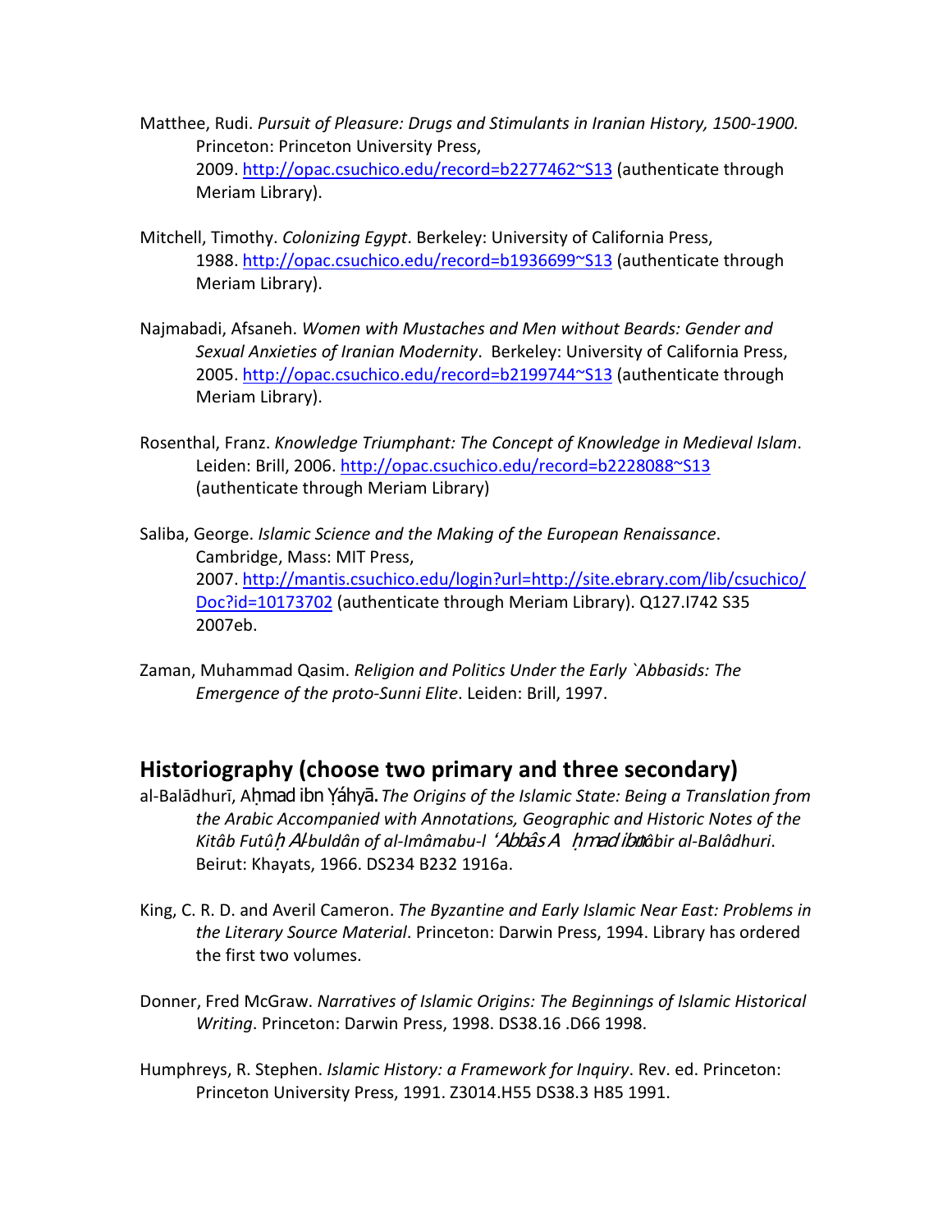Matthee, Rudi. *Pursuit of Pleasure: Drugs and Stimulants in Iranian History, 1500-1900.* Princeton: Princeton University Press, 2009. http://opac.csuchico.edu/record=b2277462~S13 (authenticate through Meriam Library).

Mitchell, Timothy. *Colonizing Egypt*. Berkeley: University of California Press, 1988. http://opac.csuchico.edu/record=b1936699~S13 (authenticate through Meriam Library).

Najmabadi, Afsaneh. *Women with Mustaches and Men without Beards: Gender and Sexual Anxieties of Iranian Modernity*. Berkeley: University of California Press, 2005. http://opac.csuchico.edu/record=b2199744~S13 (authenticate through Meriam Library).

Rosenthal, Franz. *Knowledge Triumphant: The Concept of Knowledge in Medieval Islam*. Leiden: Brill, 2006. http://opac.csuchico.edu/record=b2228088~S13 (authenticate through Meriam Library)

Saliba, George. *Islamic Science and the Making of the European Renaissance*. Cambridge, Mass: MIT Press, 2007. http://mantis.csuchico.edu/login?url=http://site.ebrary.com/lib/csuchico/Doc?id=10173702 (authenticate through Meriam Library). Q127.I742 S35 2007eb.

Zaman, Muhammad Qasim. *Religion and Politics Under the Early `Abbasids: The Emergence of the proto-Sunni Elite*. Leiden: Brill, 1997.

## Historiography (choose two primary and three secondary)

al-Balādhurī, Aḥmad ibn Ýáhyā. *The Origins of the Islamic State: Being a Translation from the Arabic Accompanied with Annotations, Geographic and Historic Notes of the Kitâb Futûḥ Al-buldân of al-Imâmabu-l ʻAbbâs Aḥmad ibn-Jâbir al-Balâdhuri*. Beirut: Khayats, 1966. DS234 B232 1916a.

King, C. R. D. and Averil Cameron. *The Byzantine and Early Islamic Near East: Problems in the Literary Source Material*. Princeton: Darwin Press, 1994. Library has ordered the first two volumes.

Donner, Fred McGraw. *Narratives of Islamic Origins: The Beginnings of Islamic Historical Writing*. Princeton: Darwin Press, 1998. DS38.16 .D66 1998.

Humphreys, R. Stephen. *Islamic History: a Framework for Inquiry*. Rev. ed. Princeton: Princeton University Press, 1991. Z3014.H55 DS38.3 H85 1991.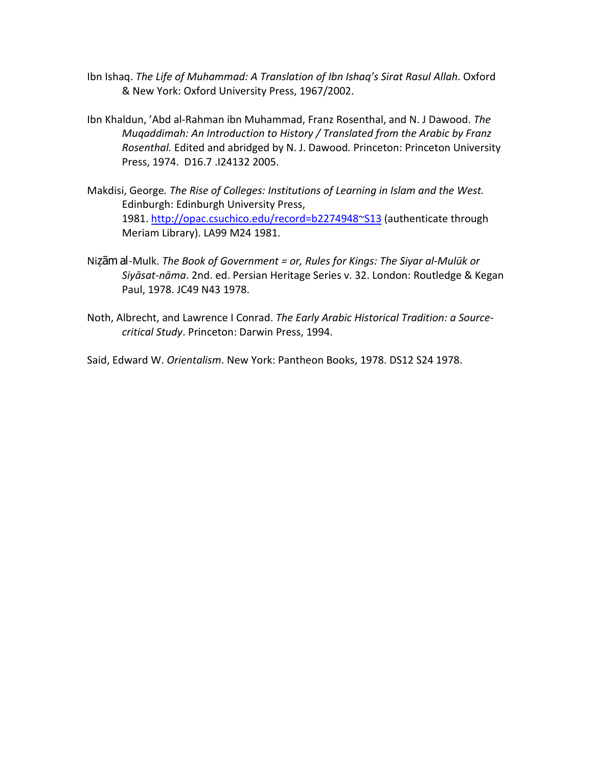Ibn Ishaq. *The Life of Muhammad: A Translation of Ibn Ishaq's Sirat Rasul Allah*. Oxford & New York: Oxford University Press, 1967/2002.

Ibn Khaldun, 'Abd al-Rahman ibn Muhammad, Franz Rosenthal, and N. J Dawood. *The Muqaddimah: An Introduction to History / Translated from the Arabic by Franz Rosenthal.* Edited and abridged by N. J. Dawood. Princeton: Princeton University Press, 1974. D16.7 .I24132 2005.

Makdisi, George. *The Rise of Colleges: Institutions of Learning in Islam and the West.* Edinburgh: Edinburgh University Press, 1981. http://opac.csuchico.edu/record=b2274948~S13 (authenticate through Meriam Library). LA99 M24 1981.

Niẓām al-Mulk. *The Book of Government = or, Rules for Kings: The Siyar al-Mulūk or Siyāsat-nāma*. 2nd. ed. Persian Heritage Series v. 32. London: Routledge & Kegan Paul, 1978. JC49 N43 1978.

Noth, Albrecht, and Lawrence I Conrad. *The Early Arabic Historical Tradition: a Source-critical Study*. Princeton: Darwin Press, 1994.

Said, Edward W. *Orientalism*. New York: Pantheon Books, 1978. DS12 S24 1978.